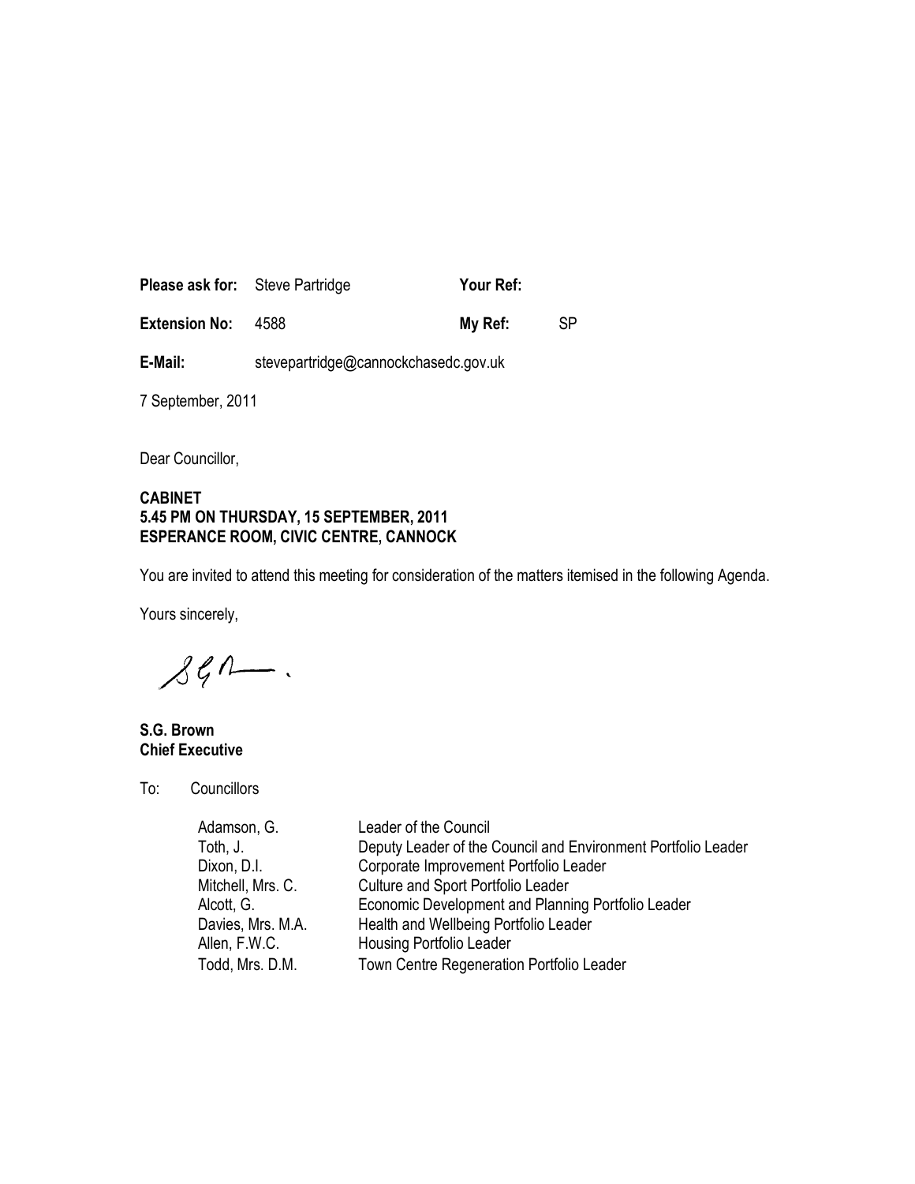| | | | |
|---|---|---|---|
| **Please ask for:** | Steve Partridge | **Your Ref:** | |
| **Extension No:** | 4588 | **My Ref:** | SP |
| **E-Mail:** | stevepartridge@cannockchasedc.gov.uk | | |

7 September, 2011

Dear Councillor,

**CABINET**
**5.45 PM ON THURSDAY, 15 SEPTEMBER, 2011**
**ESPERANCE ROOM, CIVIC CENTRE, CANNOCK**

You are invited to attend this meeting for consideration of the matters itemised in the following Agenda.

Yours sincerely,

**S.G. Brown**
**Chief Executive**

To: Councillors

| | |
|---|---|
| Adamson, G. | Leader of the Council |
| Toth, J. | Deputy Leader of the Council and Environment Portfolio Leader |
| Dixon, D.I. | Corporate Improvement Portfolio Leader |
| Mitchell, Mrs. C. | Culture and Sport Portfolio Leader |
| Alcott, G. | Economic Development and Planning Portfolio Leader |
| Davies, Mrs. M.A. | Health and Wellbeing Portfolio Leader |
| Allen, F.W.C. | Housing Portfolio Leader |
| Todd, Mrs. D.M. | Town Centre Regeneration Portfolio Leader |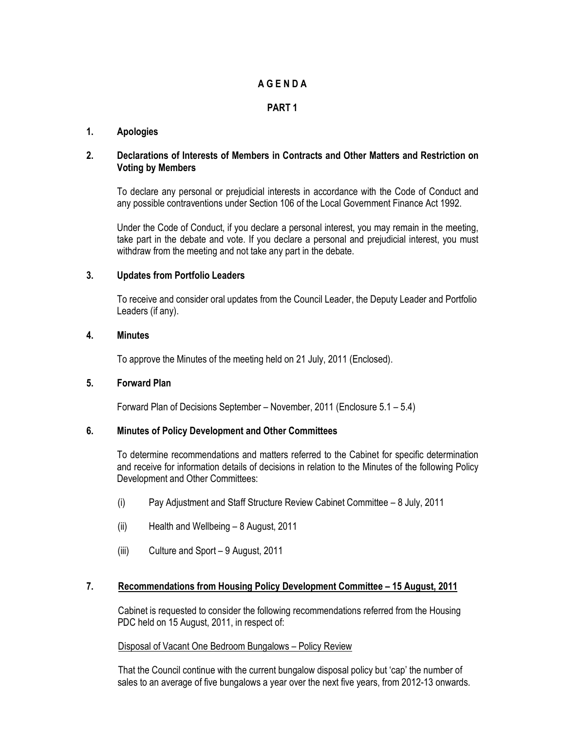# A G E N D A

## PART 1

### 1. Apologies

### 2. Declarations of Interests of Members in Contracts and Other Matters and Restriction on Voting by Members

To declare any personal or prejudicial interests in accordance with the Code of Conduct and any possible contraventions under Section 106 of the Local Government Finance Act 1992.

Under the Code of Conduct, if you declare a personal interest, you may remain in the meeting, take part in the debate and vote. If you declare a personal and prejudicial interest, you must withdraw from the meeting and not take any part in the debate.

### 3. Updates from Portfolio Leaders

To receive and consider oral updates from the Council Leader, the Deputy Leader and Portfolio Leaders (if any).

### 4. Minutes

To approve the Minutes of the meeting held on 21 July, 2011 (Enclosed).

### 5. Forward Plan

Forward Plan of Decisions September – November, 2011 (Enclosure 5.1 – 5.4)

### 6. Minutes of Policy Development and Other Committees

To determine recommendations and matters referred to the Cabinet for specific determination and receive for information details of decisions in relation to the Minutes of the following Policy Development and Other Committees:

(i) Pay Adjustment and Staff Structure Review Cabinet Committee – 8 July, 2011

(ii) Health and Wellbeing – 8 August, 2011

(iii) Culture and Sport – 9 August, 2011

### 7. <u>Recommendations from Housing Policy Development Committee – 15 August, 2011</u>

Cabinet is requested to consider the following recommendations referred from the Housing PDC held on 15 August, 2011, in respect of:

<u>Disposal of Vacant One Bedroom Bungalows – Policy Review</u>

That the Council continue with the current bungalow disposal policy but 'cap' the number of sales to an average of five bungalows a year over the next five years, from 2012-13 onwards.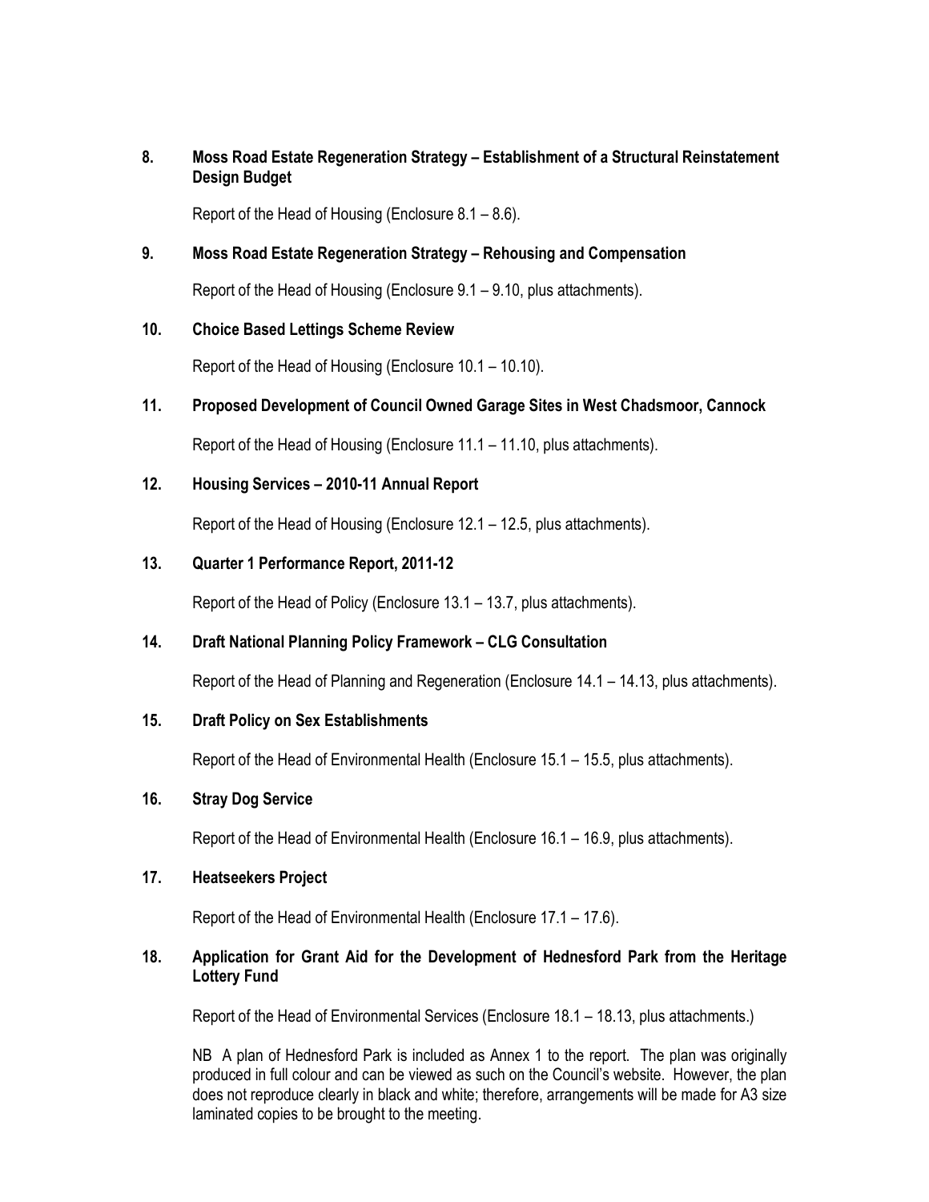**8. Moss Road Estate Regeneration Strategy – Establishment of a Structural Reinstatement Design Budget**

Report of the Head of Housing (Enclosure 8.1 – 8.6).

**9. Moss Road Estate Regeneration Strategy – Rehousing and Compensation**

Report of the Head of Housing (Enclosure 9.1 – 9.10, plus attachments).

**10. Choice Based Lettings Scheme Review**

Report of the Head of Housing (Enclosure 10.1 – 10.10).

**11. Proposed Development of Council Owned Garage Sites in West Chadsmoor, Cannock**

Report of the Head of Housing (Enclosure 11.1 – 11.10, plus attachments).

**12. Housing Services – 2010-11 Annual Report**

Report of the Head of Housing (Enclosure 12.1 – 12.5, plus attachments).

**13. Quarter 1 Performance Report, 2011-12**

Report of the Head of Policy (Enclosure 13.1 – 13.7, plus attachments).

**14. Draft National Planning Policy Framework – CLG Consultation**

Report of the Head of Planning and Regeneration (Enclosure 14.1 – 14.13, plus attachments).

**15. Draft Policy on Sex Establishments**

Report of the Head of Environmental Health (Enclosure 15.1 – 15.5, plus attachments).

**16. Stray Dog Service**

Report of the Head of Environmental Health (Enclosure 16.1 – 16.9, plus attachments).

**17. Heatseekers Project**

Report of the Head of Environmental Health (Enclosure 17.1 – 17.6).

**18. Application for Grant Aid for the Development of Hednesford Park from the Heritage Lottery Fund**

Report of the Head of Environmental Services (Enclosure 18.1 – 18.13, plus attachments.)

NB A plan of Hednesford Park is included as Annex 1 to the report. The plan was originally produced in full colour and can be viewed as such on the Council's website. However, the plan does not reproduce clearly in black and white; therefore, arrangements will be made for A3 size laminated copies to be brought to the meeting.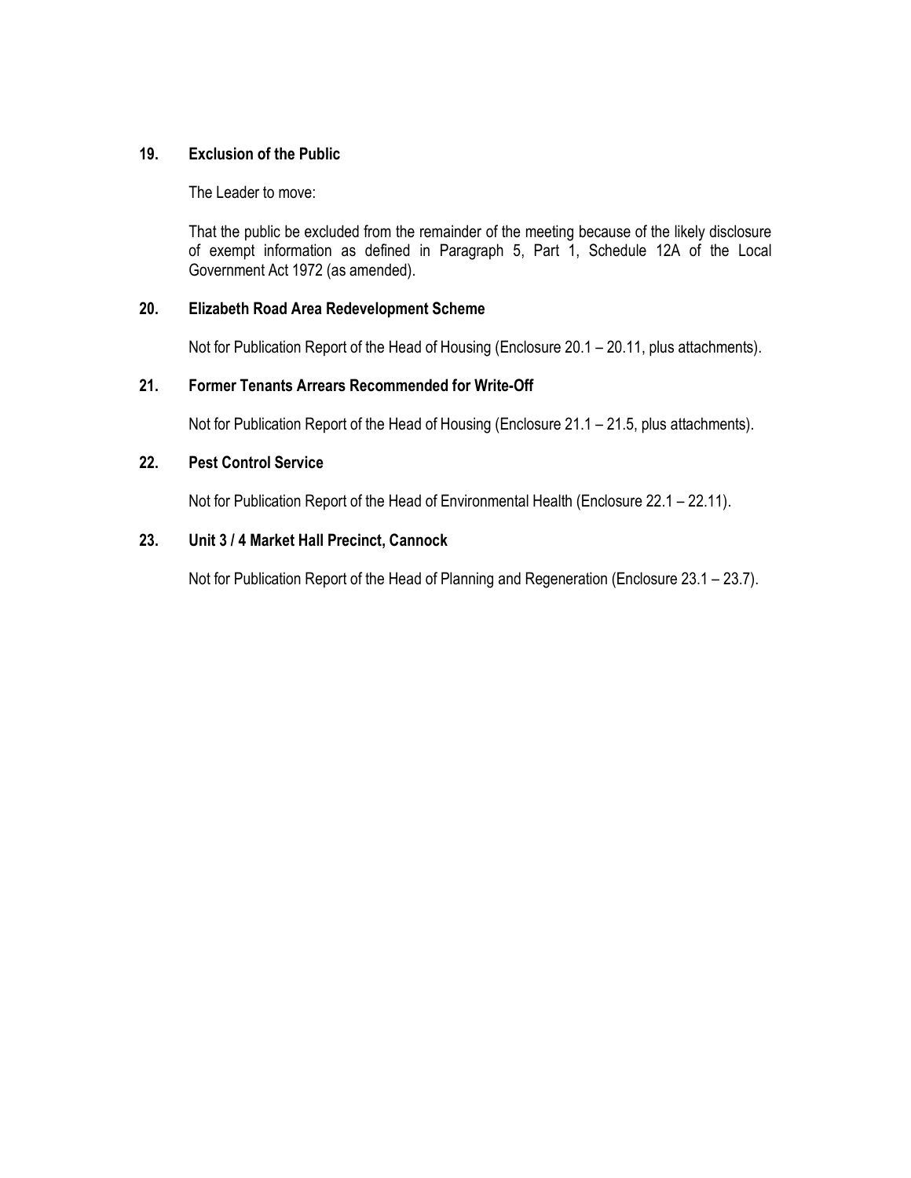**19. Exclusion of the Public**

The Leader to move:

That the public be excluded from the remainder of the meeting because of the likely disclosure of exempt information as defined in Paragraph 5, Part 1, Schedule 12A of the Local Government Act 1972 (as amended).

**20. Elizabeth Road Area Redevelopment Scheme**

Not for Publication Report of the Head of Housing (Enclosure 20.1 – 20.11, plus attachments).

**21. Former Tenants Arrears Recommended for Write-Off**

Not for Publication Report of the Head of Housing (Enclosure 21.1 – 21.5, plus attachments).

**22. Pest Control Service**

Not for Publication Report of the Head of Environmental Health (Enclosure 22.1 – 22.11).

**23. Unit 3 / 4 Market Hall Precinct, Cannock**

Not for Publication Report of the Head of Planning and Regeneration (Enclosure 23.1 – 23.7).